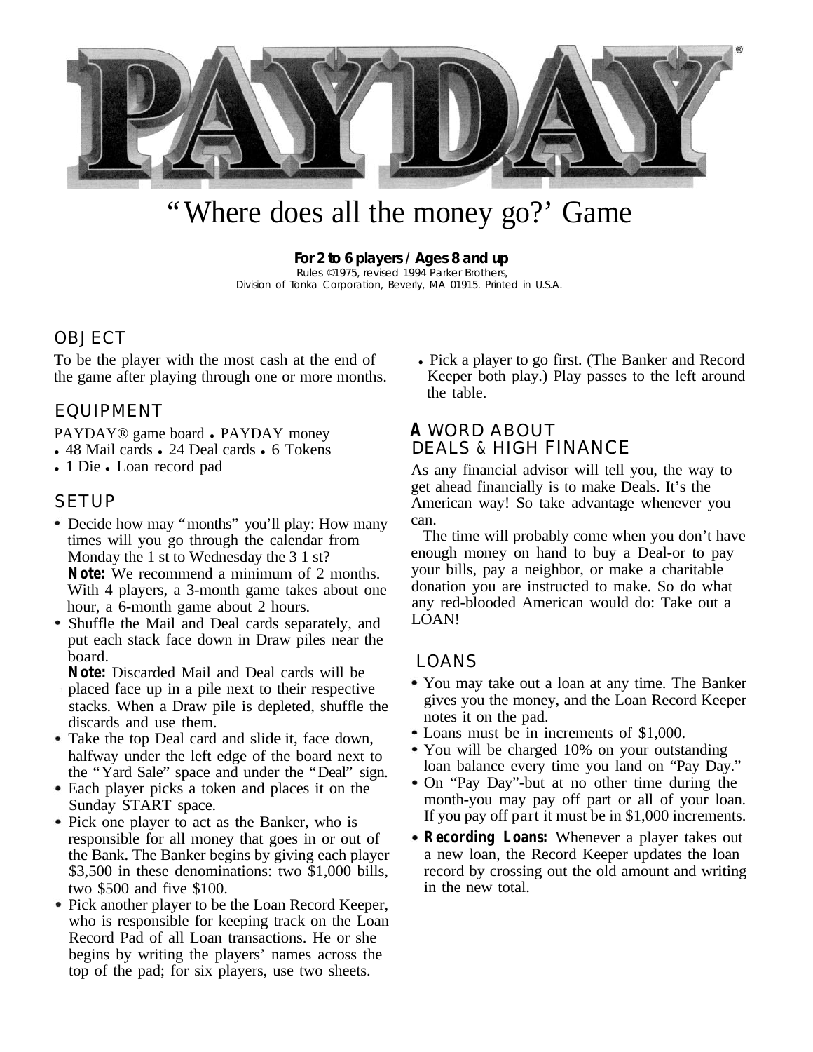# PAYDAY®

## "Where does all the money go?' Game

**For 2 to 6 players / Ages 8 and up**
Rules ©1975, revised 1994 Parker Brothers,
Division of Tonka Corporation, Beverly, MA 01915. Printed in U.S.A.

## OBJECT

To be the player with the most cash at the end of the game after playing through one or more months.

## EQUIPMENT

PAYDAY® game board • PAYDAY money
• 48 Mail cards • 24 Deal cards • 6 Tokens
• 1 Die • Loan record pad

## SETUP

- Decide how may "months" you'll play: How many times will you go through the calendar from Monday the 1 st to Wednesday the 3 1 st?
  **Note:** We recommend a minimum of 2 months. With 4 players, a 3-month game takes about one hour, a 6-month game about 2 hours.
- Shuffle the Mail and Deal cards separately, and put each stack face down in Draw piles near the board.
  **Note:** Discarded Mail and Deal cards will be placed face up in a pile next to their respective stacks. When a Draw pile is depleted, shuffle the discards and use them.
- Take the top Deal card and slide it, face down, halfway under the left edge of the board next to the "Yard Sale" space and under the "Deal" sign.
- Each player picks a token and places it on the Sunday START space.
- Pick one player to act as the Banker, who is responsible for all money that goes in or out of the Bank. The Banker begins by giving each player $3,500 in these denominations: two $1,000 bills, two $500 and five $100.
- Pick another player to be the Loan Record Keeper, who is responsible for keeping track on the Loan Record Pad of all Loan transactions. He or she begins by writing the players' names across the top of the pad; for six players, use two sheets.
- Pick a player to go first. (The Banker and Record Keeper both play.) Play passes to the left around the table.

## A WORD ABOUT DEALS & HIGH FINANCE

As any financial advisor will tell you, the way to get ahead financially is to make Deals. It's the American way! So take advantage whenever you can.

The time will probably come when you don't have enough money on hand to buy a Deal-or to pay your bills, pay a neighbor, or make a charitable donation you are instructed to make. So do what any red-blooded American would do: Take out a LOAN!

## LOANS

- You may take out a loan at any time. The Banker gives you the money, and the Loan Record Keeper notes it on the pad.
- Loans must be in increments of $1,000.
- You will be charged 10% on your outstanding loan balance every time you land on "Pay Day."
- On "Pay Day"-but at no other time during the month-you may pay off part or all of your loan. If you pay off part it must be in $1,000 increments.
- **Recording Loans:** Whenever a player takes out a new loan, the Record Keeper updates the loan record by crossing out the old amount and writing in the new total.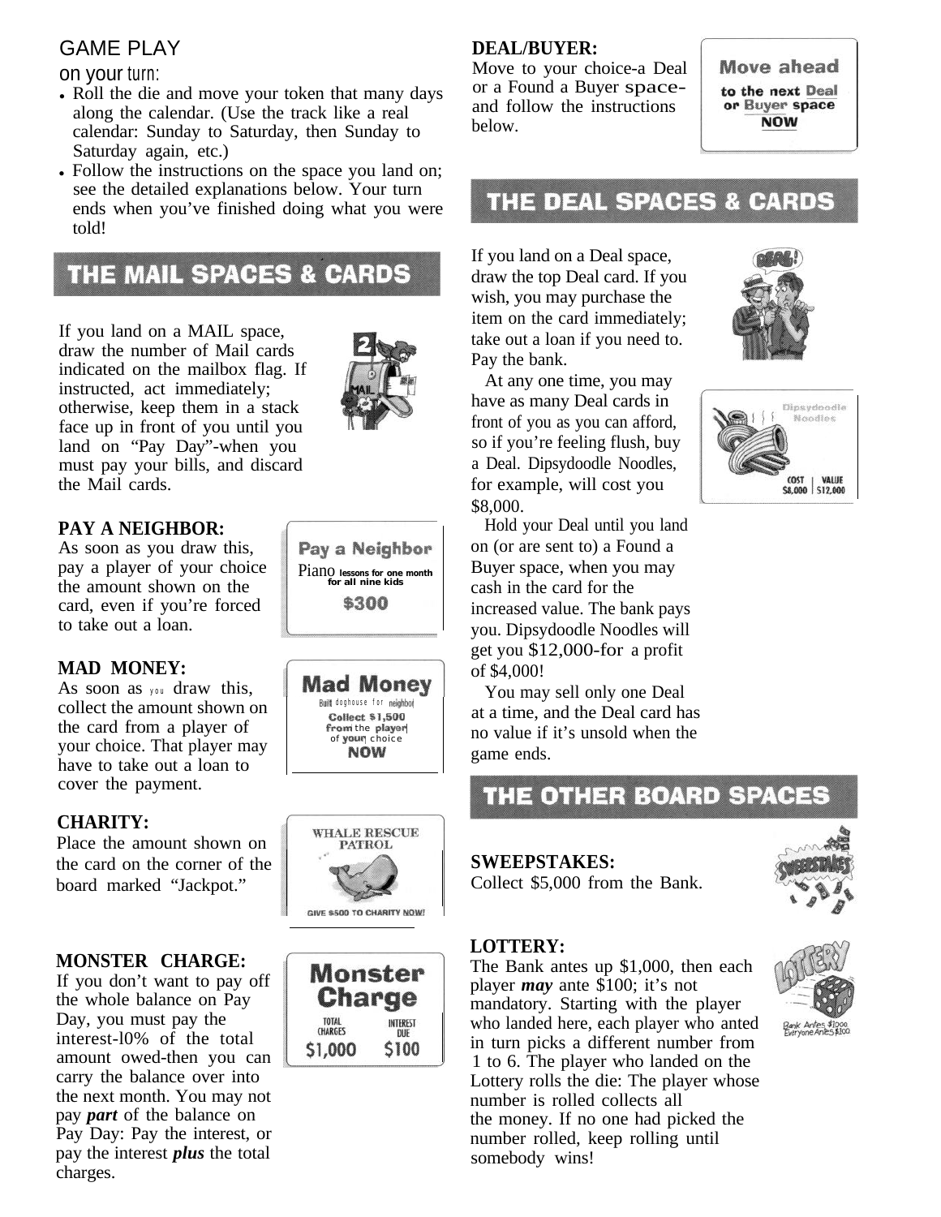## GAME PLAY

on your turn:

- Roll the die and move your token that many days along the calendar. (Use the track like a real calendar: Sunday to Saturday, then Sunday to Saturday again, etc.)
- Follow the instructions on the space you land on; see the detailed explanations below. Your turn ends when you've finished doing what you were told!

## THE MAIL SPACES & CARDS

If you land on a MAIL space, draw the number of Mail cards indicated on the mailbox flag. If instructed, act immediately; otherwise, keep them in a stack face up in front of you until you land on "Pay Day"-when you must pay your bills, and discard the Mail cards.

### PAY A NEIGHBOR:

As soon as you draw this, pay a player of your choice the amount shown on the card, even if you're forced to take out a loan.

Pay a Neighbor
Piano lessons for one month for all nine kids
$300

### MAD MONEY:

As soon as you draw this, collect the amount shown on the card from a player of your choice. That player may have to take out a loan to cover the payment.

Mad Money
Built doghouse for neighbor
Collect $1,500 from the player of your choice
NOW

### CHARITY:

Place the amount shown on the card on the corner of the board marked "Jackpot."

WHALE RESCUE PATROL
GIVE $500 TO CHARITY NOW!

### MONSTER CHARGE:

If you don't want to pay off the whole balance on Pay Day, you must pay the interest-10% of the total amount owed-then you can carry the balance over into the next month. You may not pay ***part*** of the balance on Pay Day: Pay the interest, or pay the interest ***plus*** the total charges.

Monster Charge
TOTAL CHARGES $1,000
INTEREST DUE $100

### DEAL/BUYER:

Move to your choice-a Deal or a Found a Buyer space-and follow the instructions below.

Move ahead to the next Deal or Buyer space NOW

## THE DEAL SPACES & CARDS

If you land on a Deal space, draw the top Deal card. If you wish, you may purchase the item on the card immediately; take out a loan if you need to. Pay the bank.

At any one time, you may have as many Deal cards in front of you as you can afford, so if you're feeling flush, buy a Deal. Dipsydoodle Noodles, for example, will cost you $8,000.

Hold your Deal until you land on (or are sent to) a Found a Buyer space, when you may cash in the card for the increased value. The bank pays you. Dipsydoodle Noodles will get you $12,000-for a profit of $4,000!

You may sell only one Deal at a time, and the Deal card has no value if it's unsold when the game ends.

Dipsydoodle Noodles
COST $8,000 | VALUE $12,000

## THE OTHER BOARD SPACES

### SWEEPSTAKES:

Collect $5,000 from the Bank.

### LOTTERY:

The Bank antes up $1,000, then each player ***may*** ante $100; it's not mandatory. Starting with the player who landed here, each player who anted in turn picks a different number from 1 to 6. The player who landed on the Lottery rolls the die: The player whose number is rolled collects all the money. If no one had picked the number rolled, keep rolling until somebody wins!

Bank Antes $1000
Everyone Antes $100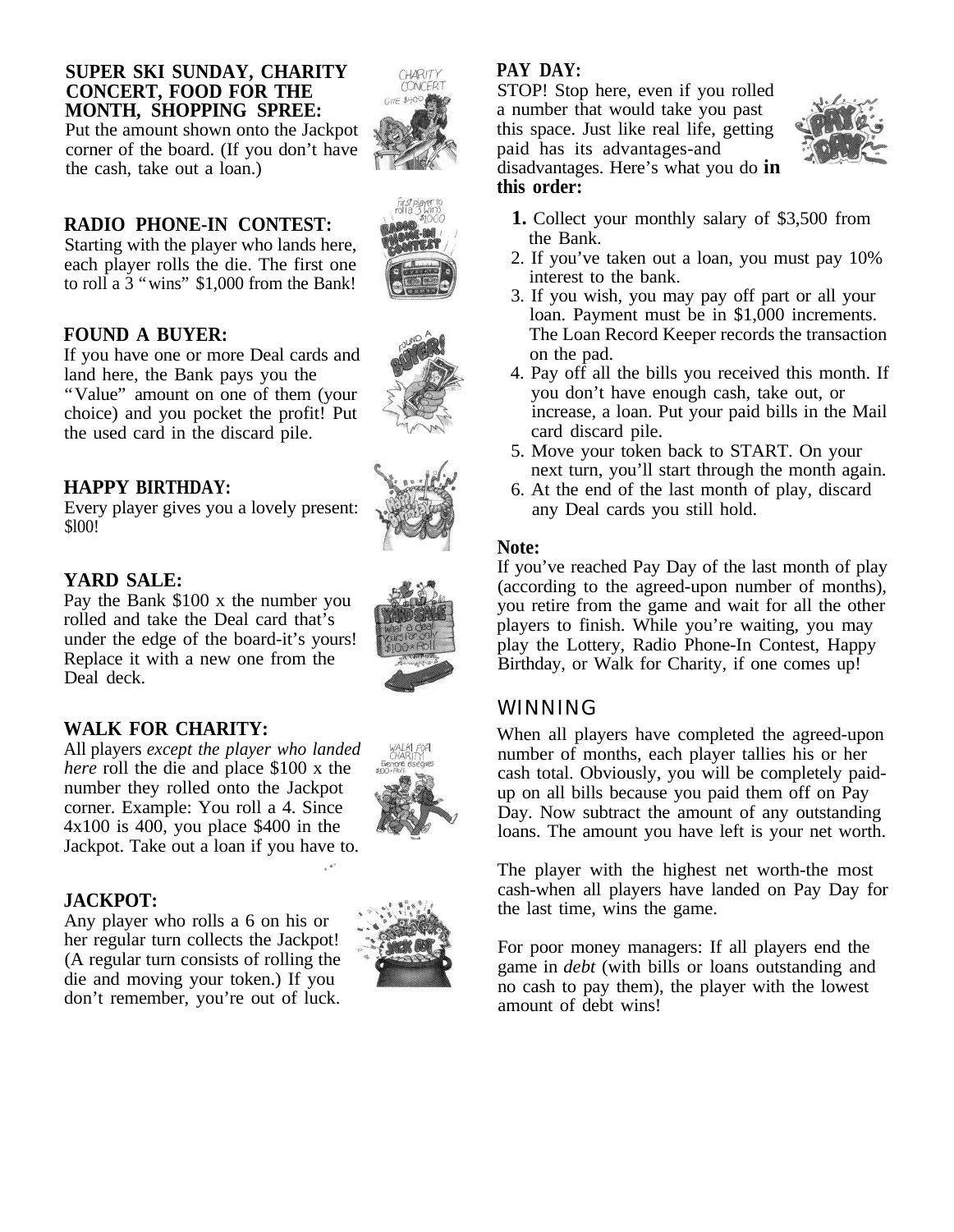**SUPER SKI SUNDAY, CHARITY CONCERT, FOOD FOR THE MONTH, SHOPPING SPREE:**
Put the amount shown onto the Jackpot corner of the board. (If you don't have the cash, take out a loan.)

**RADIO PHONE-IN CONTEST:**
Starting with the player who lands here, each player rolls the die. The first one to roll a 3 "wins" $1,000 from the Bank!

**FOUND A BUYER:**
If you have one or more Deal cards and land here, the Bank pays you the "Value" amount on one of them (your choice) and you pocket the profit! Put the used card in the discard pile.

**HAPPY BIRTHDAY:**
Every player gives you a lovely present: $100!

**YARD SALE:**
Pay the Bank $100 x the number you rolled and take the Deal card that's under the edge of the board-it's yours! Replace it with a new one from the Deal deck.

**WALK FOR CHARITY:**
All players *except the player who landed here* roll the die and place $100 x the number they rolled onto the Jackpot corner. Example: You roll a 4. Since 4x100 is 400, you place $400 in the Jackpot. Take out a loan if you have to.

**JACKPOT:**
Any player who rolls a 6 on his or her regular turn collects the Jackpot! (A regular turn consists of rolling the die and moving your token.) If you don't remember, you're out of luck.

**PAY DAY:**
STOP! Stop here, even if you rolled a number that would take you past this space. Just like real life, getting paid has its advantages-and disadvantages. Here's what you do **in this order:**

1. Collect your monthly salary of $3,500 from the Bank.
2. If you've taken out a loan, you must pay 10% interest to the bank.
3. If you wish, you may pay off part or all your loan. Payment must be in $1,000 increments. The Loan Record Keeper records the transaction on the pad.
4. Pay off all the bills you received this month. If you don't have enough cash, take out, or increase, a loan. Put your paid bills in the Mail card discard pile.
5. Move your token back to START. On your next turn, you'll start through the month again.
6. At the end of the last month of play, discard any Deal cards you still hold.

**Note:**
If you've reached Pay Day of the last month of play (according to the agreed-upon number of months), you retire from the game and wait for all the other players to finish. While you're waiting, you may play the Lottery, Radio Phone-In Contest, Happy Birthday, or Walk for Charity, if one comes up!

## WINNING

When all players have completed the agreed-upon number of months, each player tallies his or her cash total. Obviously, you will be completely paid-up on all bills because you paid them off on Pay Day. Now subtract the amount of any outstanding loans. The amount you have left is your net worth.

The player with the highest net worth-the most cash-when all players have landed on Pay Day for the last time, wins the game.

For poor money managers: If all players end the game in *debt* (with bills or loans outstanding and no cash to pay them), the player with the lowest amount of debt wins!